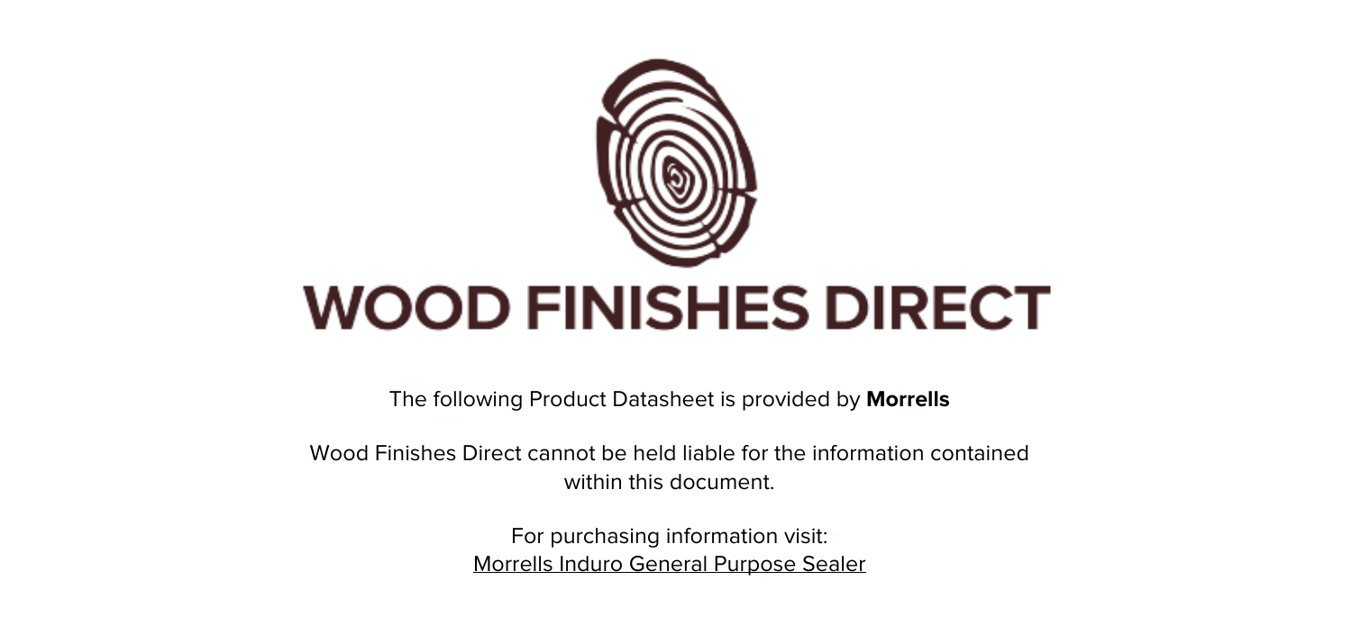# WOOD FINISHES DIRECT

The following Product Datasheet is provided by **Morrells**

Wood Finishes Direct cannot be held liable for the information contained within this document.

For purchasing information visit:
Morrells Induro General Purpose Sealer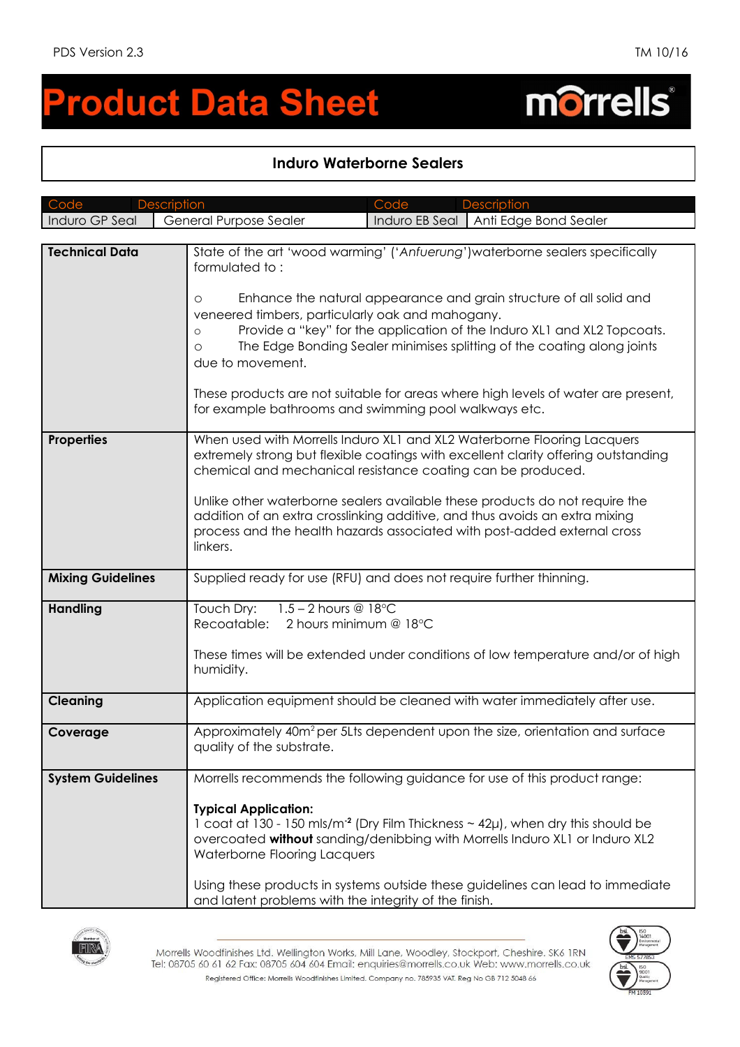# Product Data Sheet

## Induro Waterborne Sealers

| Code | Description | Code | Description |
|---|---|---|---|
| Induro GP Seal | General Purpose Sealer | Induro EB Seal | Anti Edge Bond Sealer |

| | |
|---|---|
| **Technical Data** | State of the art 'wood warming' ('*Anfuerung*')waterborne sealers specifically formulated to :<br><br>○ Enhance the natural appearance and grain structure of all solid and veneered timbers, particularly oak and mahogany.<br>○ Provide a "key" for the application of the Induro XL1 and XL2 Topcoats.<br>○ The Edge Bonding Sealer minimises splitting of the coating along joints due to movement.<br><br>These products are not suitable for areas where high levels of water are present, for example bathrooms and swimming pool walkways etc. |
| **Properties** | When used with Morrells Induro XL1 and XL2 Waterborne Flooring Lacquers extremely strong but flexible coatings with excellent clarity offering outstanding chemical and mechanical resistance coating can be produced.<br><br>Unlike other waterborne sealers available these products do not require the addition of an extra crosslinking additive, and thus avoids an extra mixing process and the health hazards associated with post-added external cross linkers. |
| **Mixing Guidelines** | Supplied ready for use (RFU) and does not require further thinning. |
| **Handling** | Touch Dry: 1.5 – 2 hours @ 18°C<br>Recoatable: 2 hours minimum @ 18°C<br><br>These times will be extended under conditions of low temperature and/or of high humidity. |
| **Cleaning** | Application equipment should be cleaned with water immediately after use. |
| **Coverage** | Approximately 40m$^2$ per 5Lts dependent upon the size, orientation and surface quality of the substrate. |
| **System Guidelines** | Morrells recommends the following guidance for use of this product range:<br><br>**Typical Application:**<br>1 coat at 130 - 150 mls/m$^{-2}$ (Dry Film Thickness ~ 42µ), when dry this should be overcoated **without** sanding/denibbing with Morrells Induro XL1 or Induro XL2 Waterborne Flooring Lacquers<br><br>Using these products in systems outside these guidelines can lead to immediate and latent problems with the integrity of the finish. |

Morrells Woodfinishes Ltd. Wellington Works, Mill Lane, Woodley, Stockport, Cheshire. SK6 1RN
Tel: 08705 60 61 62 Fax: 08705 604 604 Email: enquiries@morrells.co.uk Web: www.morrells.co.uk
Registered Office: Morrells Woodfinishes Limited. Company no. 785935 VAT. Reg No GB 712 5048 66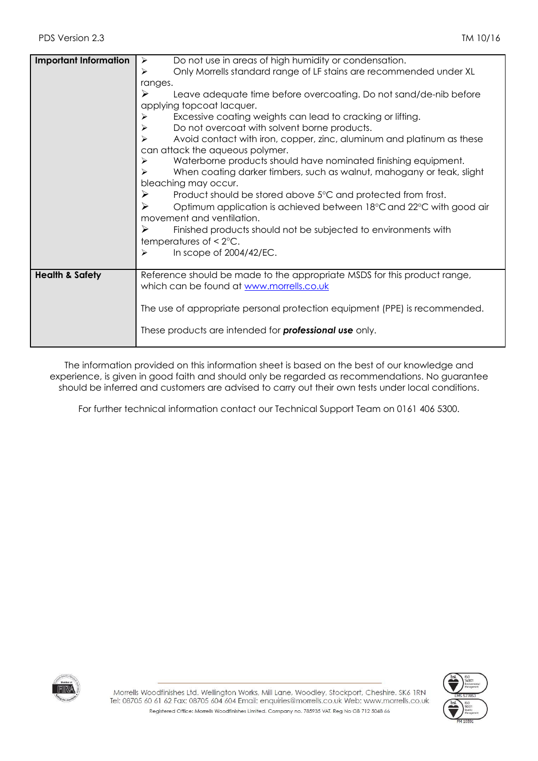| | |
|---|---|
| **Important Information** | ➢ Do not use in areas of high humidity or condensation.<br>➢ Only Morrells standard range of LF stains are recommended under XL ranges.<br>➢ Leave adequate time before overcoating. Do not sand/de-nib before applying topcoat lacquer.<br>➢ Excessive coating weights can lead to cracking or lifting.<br>➢ Do not overcoat with solvent borne products.<br>➢ Avoid contact with iron, copper, zinc, aluminum and platinum as these can attack the aqueous polymer.<br>➢ Waterborne products should have nominated finishing equipment.<br>➢ When coating darker timbers, such as walnut, mahogany or teak, slight bleaching may occur.<br>➢ Product should be stored above 5°C and protected from frost.<br>➢ Optimum application is achieved between 18°C and 22°C with good air movement and ventilation.<br>➢ Finished products should not be subjected to environments with temperatures of < 2°C.<br>➢ In scope of 2004/42/EC. |
| **Health & Safety** | Reference should be made to the appropriate MSDS for this product range, which can be found at www.morrells.co.uk<br><br>The use of appropriate personal protection equipment (PPE) is recommended.<br><br>These products are intended for ***professional use*** only. |

The information provided on this information sheet is based on the best of our knowledge and experience, is given in good faith and should only be regarded as recommendations. No guarantee should be inferred and customers are advised to carry out their own tests under local conditions.

For further technical information contact our Technical Support Team on 0161 406 5300.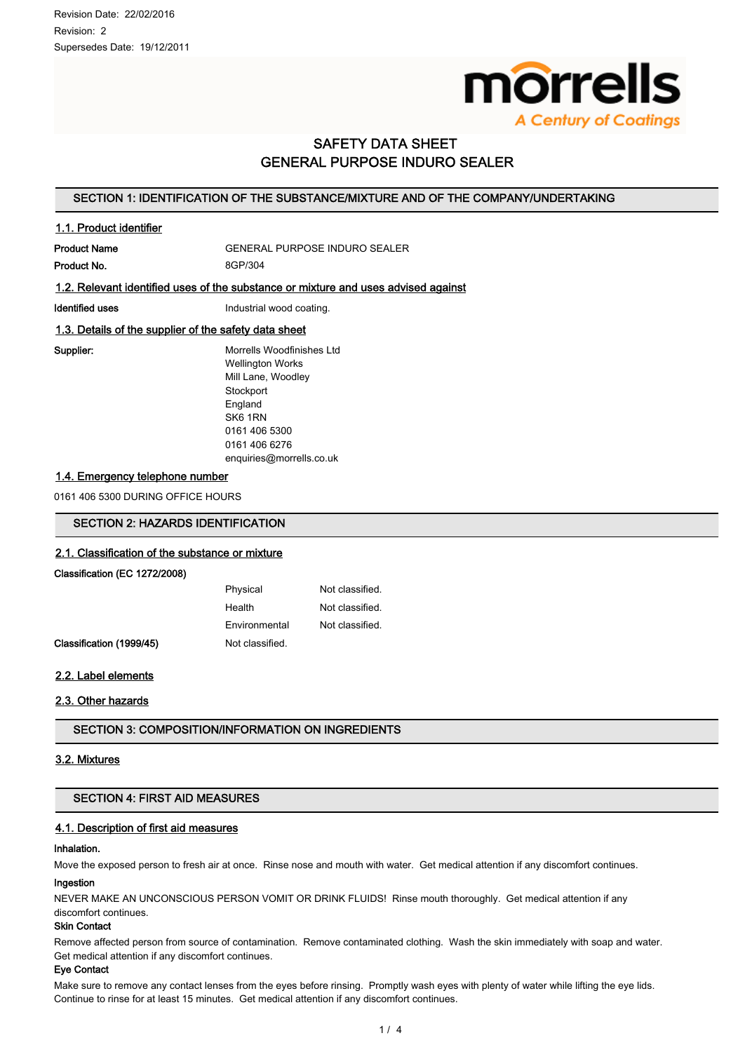Revision Date: 22/02/2016

Revision: 2

Supersedes Date: 19/12/2011

morrells
A Century of Coatings

# SAFETY DATA SHEET
# GENERAL PURPOSE INDURO SEALER

## SECTION 1: IDENTIFICATION OF THE SUBSTANCE/MIXTURE AND OF THE COMPANY/UNDERTAKING

### 1.1. Product identifier

| | |
|---|---|
| **Product Name** | GENERAL PURPOSE INDURO SEALER |
| **Product No.** | 8GP/304 |

### 1.2. Relevant identified uses of the substance or mixture and uses advised against

| | |
|---|---|
| **Identified uses** | Industrial wood coating. |

### 1.3. Details of the supplier of the safety data sheet

**Supplier:**

Morrells Woodfinishes Ltd
Wellington Works
Mill Lane, Woodley
Stockport
England
SK6 1RN
0161 406 5300
0161 406 6276
enquiries@morrells.co.uk

### 1.4. Emergency telephone number

0161 406 5300 DURING OFFICE HOURS

## SECTION 2: HAZARDS IDENTIFICATION

### 2.1. Classification of the substance or mixture

**Classification (EC 1272/2008)**

| | |
|---|---|
| Physical | Not classified. |
| Health | Not classified. |
| Environmental | Not classified. |

**Classification (1999/45)** Not classified.

### 2.2. Label elements

### 2.3. Other hazards

## SECTION 3: COMPOSITION/INFORMATION ON INGREDIENTS

### 3.2. Mixtures

## SECTION 4: FIRST AID MEASURES

### 4.1. Description of first aid measures

**Inhalation.**

Move the exposed person to fresh air at once. Rinse nose and mouth with water. Get medical attention if any discomfort continues.

**Ingestion**

NEVER MAKE AN UNCONSCIOUS PERSON VOMIT OR DRINK FLUIDS! Rinse mouth thoroughly. Get medical attention if any discomfort continues.

**Skin Contact**

Remove affected person from source of contamination. Remove contaminated clothing. Wash the skin immediately with soap and water. Get medical attention if any discomfort continues.

**Eye Contact**

Make sure to remove any contact lenses from the eyes before rinsing. Promptly wash eyes with plenty of water while lifting the eye lids. Continue to rinse for at least 15 minutes. Get medical attention if any discomfort continues.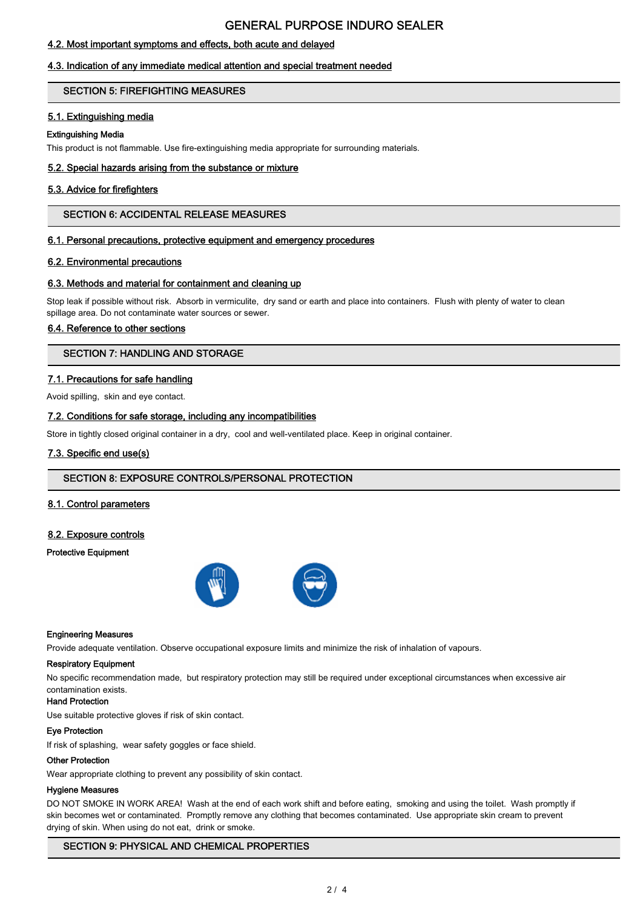### 4.2. Most important symptoms and effects, both acute and delayed

### 4.3. Indication of any immediate medical attention and special treatment needed

## SECTION 5: FIREFIGHTING MEASURES

### 5.1. Extinguishing media

**Extinguishing Media**

This product is not flammable. Use fire-extinguishing media appropriate for surrounding materials.

### 5.2. Special hazards arising from the substance or mixture

### 5.3. Advice for firefighters

## SECTION 6: ACCIDENTAL RELEASE MEASURES

### 6.1. Personal precautions, protective equipment and emergency procedures

### 6.2. Environmental precautions

### 6.3. Methods and material for containment and cleaning up

Stop leak if possible without risk. Absorb in vermiculite, dry sand or earth and place into containers. Flush with plenty of water to clean spillage area. Do not contaminate water sources or sewer.

### 6.4. Reference to other sections

## SECTION 7: HANDLING AND STORAGE

### 7.1. Precautions for safe handling

Avoid spilling, skin and eye contact.

### 7.2. Conditions for safe storage, including any incompatibilities

Store in tightly closed original container in a dry, cool and well-ventilated place. Keep in original container.

### 7.3. Specific end use(s)

## SECTION 8: EXPOSURE CONTROLS/PERSONAL PROTECTION

### 8.1. Control parameters

### 8.2. Exposure controls

**Protective Equipment**

**Engineering Measures**

Provide adequate ventilation. Observe occupational exposure limits and minimize the risk of inhalation of vapours.

**Respiratory Equipment**

No specific recommendation made, but respiratory protection may still be required under exceptional circumstances when excessive air contamination exists.

**Hand Protection**

Use suitable protective gloves if risk of skin contact.

**Eye Protection**

If risk of splashing, wear safety goggles or face shield.

**Other Protection**

Wear appropriate clothing to prevent any possibility of skin contact.

**Hygiene Measures**

DO NOT SMOKE IN WORK AREA! Wash at the end of each work shift and before eating, smoking and using the toilet. Wash promptly if skin becomes wet or contaminated. Promptly remove any clothing that becomes contaminated. Use appropriate skin cream to prevent drying of skin. When using do not eat, drink or smoke.

## SECTION 9: PHYSICAL AND CHEMICAL PROPERTIES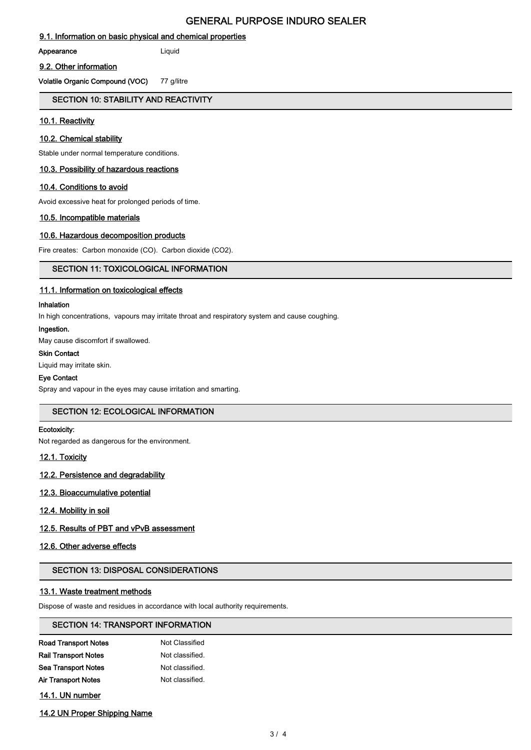### 9.1. Information on basic physical and chemical properties

**Appearance** Liquid

### 9.2. Other information

**Volatile Organic Compound (VOC)** 77 g/litre

## SECTION 10: STABILITY AND REACTIVITY

### 10.1. Reactivity

### 10.2. Chemical stability

Stable under normal temperature conditions.

### 10.3. Possibility of hazardous reactions

### 10.4. Conditions to avoid

Avoid excessive heat for prolonged periods of time.

### 10.5. Incompatible materials

### 10.6. Hazardous decomposition products

Fire creates: Carbon monoxide (CO). Carbon dioxide ($CO_2$).

## SECTION 11: TOXICOLOGICAL INFORMATION

### 11.1. Information on toxicological effects

**Inhalation**

In high concentrations, vapours may irritate throat and respiratory system and cause coughing.

**Ingestion.**

May cause discomfort if swallowed.

**Skin Contact**

Liquid may irritate skin.

**Eye Contact**

Spray and vapour in the eyes may cause irritation and smarting.

## SECTION 12: ECOLOGICAL INFORMATION

**Ecotoxicity:**

Not regarded as dangerous for the environment.

### 12.1. Toxicity

### 12.2. Persistence and degradability

### 12.3. Bioaccumulative potential

### 12.4. Mobility in soil

### 12.5. Results of PBT and vPvB assessment

### 12.6. Other adverse effects

## SECTION 13: DISPOSAL CONSIDERATIONS

### 13.1. Waste treatment methods

Dispose of waste and residues in accordance with local authority requirements.

## SECTION 14: TRANSPORT INFORMATION

**Road Transport Notes** Not Classified

**Rail Transport Notes** Not classified.

**Sea Transport Notes** Not classified.

**Air Transport Notes** Not classified.

### 14.1. UN number

### 14.2 UN Proper Shipping Name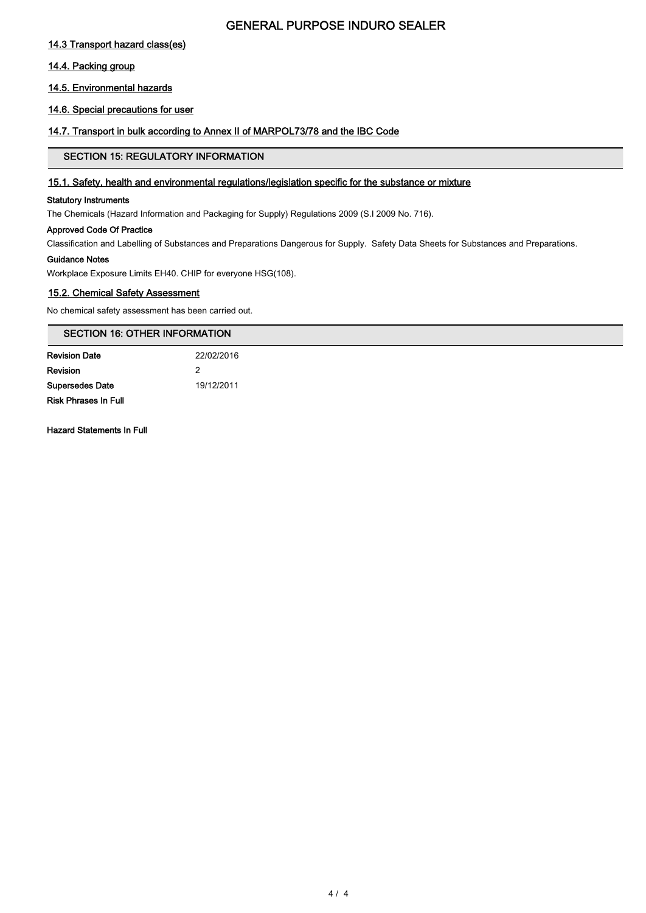### 14.3 Transport hazard class(es)

### 14.4. Packing group

### 14.5. Environmental hazards

### 14.6. Special precautions for user

### 14.7. Transport in bulk according to Annex II of MARPOL73/78 and the IBC Code

## SECTION 15: REGULATORY INFORMATION

### 15.1. Safety, health and environmental regulations/legislation specific for the substance or mixture

**Statutory Instruments**

The Chemicals (Hazard Information and Packaging for Supply) Regulations 2009 (S.I 2009 No. 716).

**Approved Code Of Practice**

Classification and Labelling of Substances and Preparations Dangerous for Supply. Safety Data Sheets for Substances and Preparations.

**Guidance Notes**

Workplace Exposure Limits EH40. CHIP for everyone HSG(108).

### 15.2. Chemical Safety Assessment

No chemical safety assessment has been carried out.

## SECTION 16: OTHER INFORMATION

| | |
|---|---|
| **Revision Date** | 22/02/2016 |
| **Revision** | 2 |
| **Supersedes Date** | 19/12/2011 |
| **Risk Phrases In Full** | |

**Hazard Statements In Full**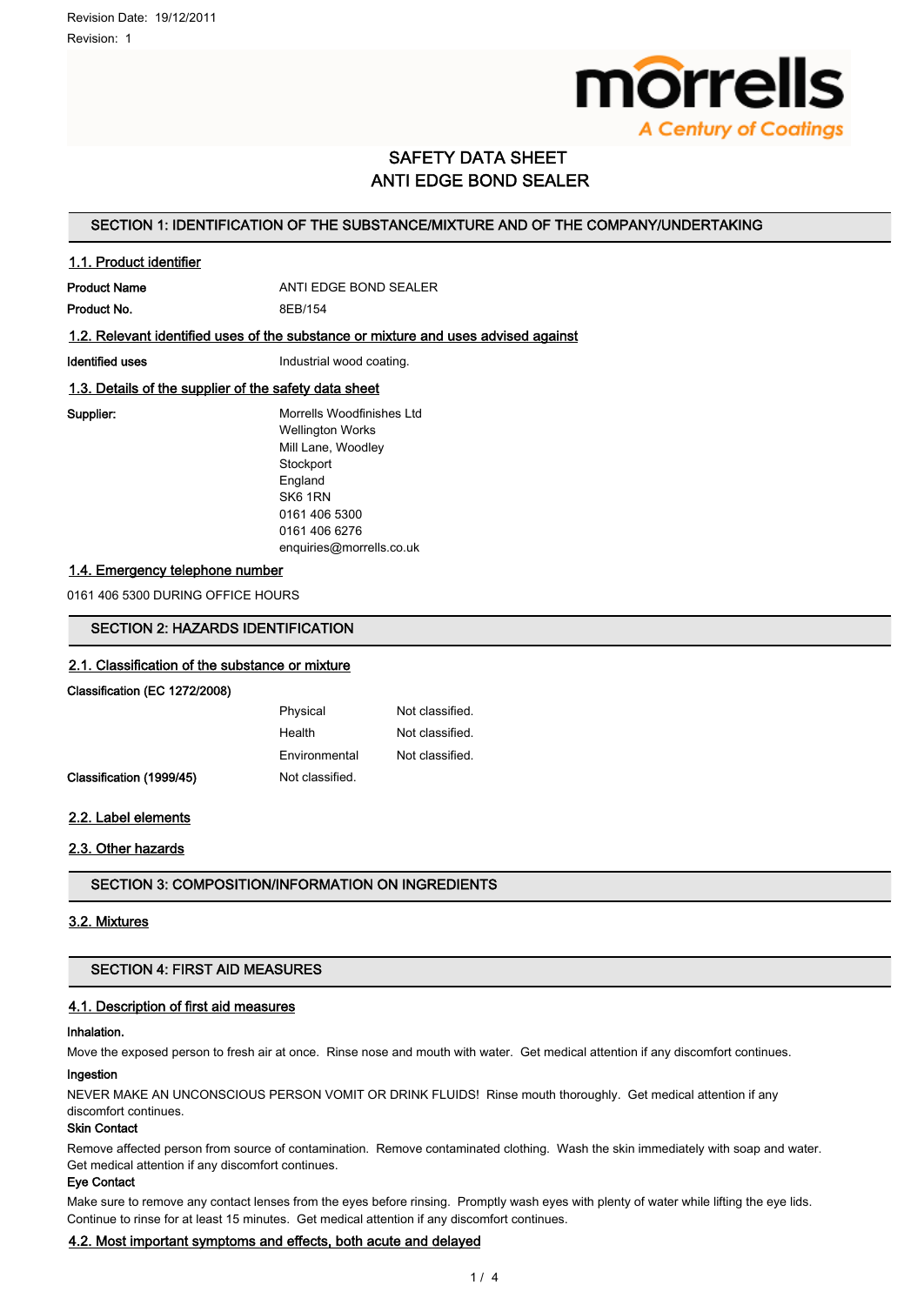Revision Date: 19/12/2011

Revision: 1

morrells
*A Century of Coatings*

# SAFETY DATA SHEET
# ANTI EDGE BOND SEALER

## SECTION 1: IDENTIFICATION OF THE SUBSTANCE/MIXTURE AND OF THE COMPANY/UNDERTAKING

### 1.1. Product identifier

**Product Name** ANTI EDGE BOND SEALER

**Product No.** 8EB/154

### 1.2. Relevant identified uses of the substance or mixture and uses advised against

**Identified uses** Industrial wood coating.

### 1.3. Details of the supplier of the safety data sheet

**Supplier:**
Morrells Woodfinishes Ltd
Wellington Works
Mill Lane, Woodley
Stockport
England
SK6 1RN
0161 406 5300
0161 406 6276
enquiries@morrells.co.uk

### 1.4. Emergency telephone number

0161 406 5300 DURING OFFICE HOURS

## SECTION 2: HAZARDS IDENTIFICATION

### 2.1. Classification of the substance or mixture

**Classification (EC 1272/2008)**

| | | |
|---|---|---|
| | Physical | Not classified. |
| | Health | Not classified. |
| | Environmental | Not classified. |
| **Classification (1999/45)** | Not classified. | |

### 2.2. Label elements

### 2.3. Other hazards

## SECTION 3: COMPOSITION/INFORMATION ON INGREDIENTS

### 3.2. Mixtures

## SECTION 4: FIRST AID MEASURES

### 4.1. Description of first aid measures

**Inhalation.**

Move the exposed person to fresh air at once. Rinse nose and mouth with water. Get medical attention if any discomfort continues.

**Ingestion**

NEVER MAKE AN UNCONSCIOUS PERSON VOMIT OR DRINK FLUIDS! Rinse mouth thoroughly. Get medical attention if any discomfort continues.

**Skin Contact**

Remove affected person from source of contamination. Remove contaminated clothing. Wash the skin immediately with soap and water. Get medical attention if any discomfort continues.

**Eye Contact**

Make sure to remove any contact lenses from the eyes before rinsing. Promptly wash eyes with plenty of water while lifting the eye lids. Continue to rinse for at least 15 minutes. Get medical attention if any discomfort continues.

### 4.2. Most important symptoms and effects, both acute and delayed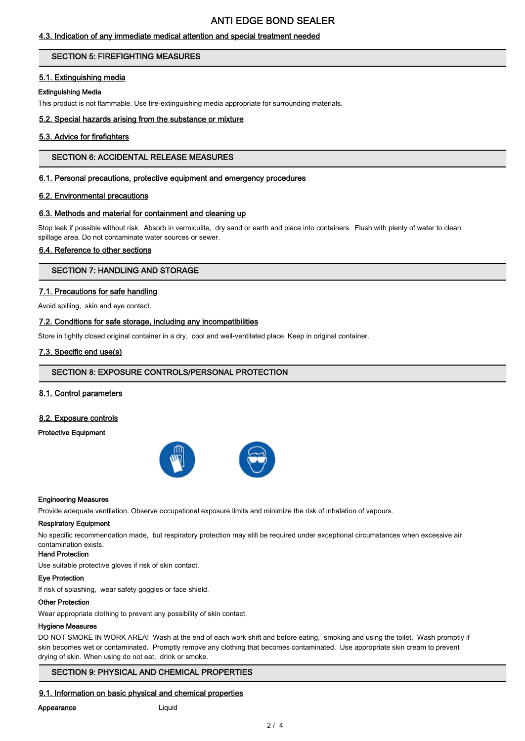### 4.3. Indication of any immediate medical attention and special treatment needed

## SECTION 5: FIREFIGHTING MEASURES

### 5.1. Extinguishing media

**Extinguishing Media**

This product is not flammable. Use fire-extinguishing media appropriate for surrounding materials.

### 5.2. Special hazards arising from the substance or mixture

### 5.3. Advice for firefighters

## SECTION 6: ACCIDENTAL RELEASE MEASURES

### 6.1. Personal precautions, protective equipment and emergency procedures

### 6.2. Environmental precautions

### 6.3. Methods and material for containment and cleaning up

Stop leak if possible without risk. Absorb in vermiculite, dry sand or earth and place into containers. Flush with plenty of water to clean spillage area. Do not contaminate water sources or sewer.

### 6.4. Reference to other sections

## SECTION 7: HANDLING AND STORAGE

### 7.1. Precautions for safe handling

Avoid spilling, skin and eye contact.

### 7.2. Conditions for safe storage, including any incompatibilities

Store in tightly closed original container in a dry, cool and well-ventilated place. Keep in original container.

### 7.3. Specific end use(s)

## SECTION 8: EXPOSURE CONTROLS/PERSONAL PROTECTION

### 8.1. Control parameters

### 8.2. Exposure controls

**Protective Equipment**

**Engineering Measures**

Provide adequate ventilation. Observe occupational exposure limits and minimize the risk of inhalation of vapours.

**Respiratory Equipment**

No specific recommendation made, but respiratory protection may still be required under exceptional circumstances when excessive air contamination exists.

**Hand Protection**

Use suitable protective gloves if risk of skin contact.

**Eye Protection**

If risk of splashing, wear safety goggles or face shield.

**Other Protection**

Wear appropriate clothing to prevent any possibility of skin contact.

**Hygiene Measures**

DO NOT SMOKE IN WORK AREA! Wash at the end of each work shift and before eating, smoking and using the toilet. Wash promptly if skin becomes wet or contaminated. Promptly remove any clothing that becomes contaminated. Use appropriate skin cream to prevent drying of skin. When using do not eat, drink or smoke.

## SECTION 9: PHYSICAL AND CHEMICAL PROPERTIES

### 9.1. Information on basic physical and chemical properties

**Appearance** Liquid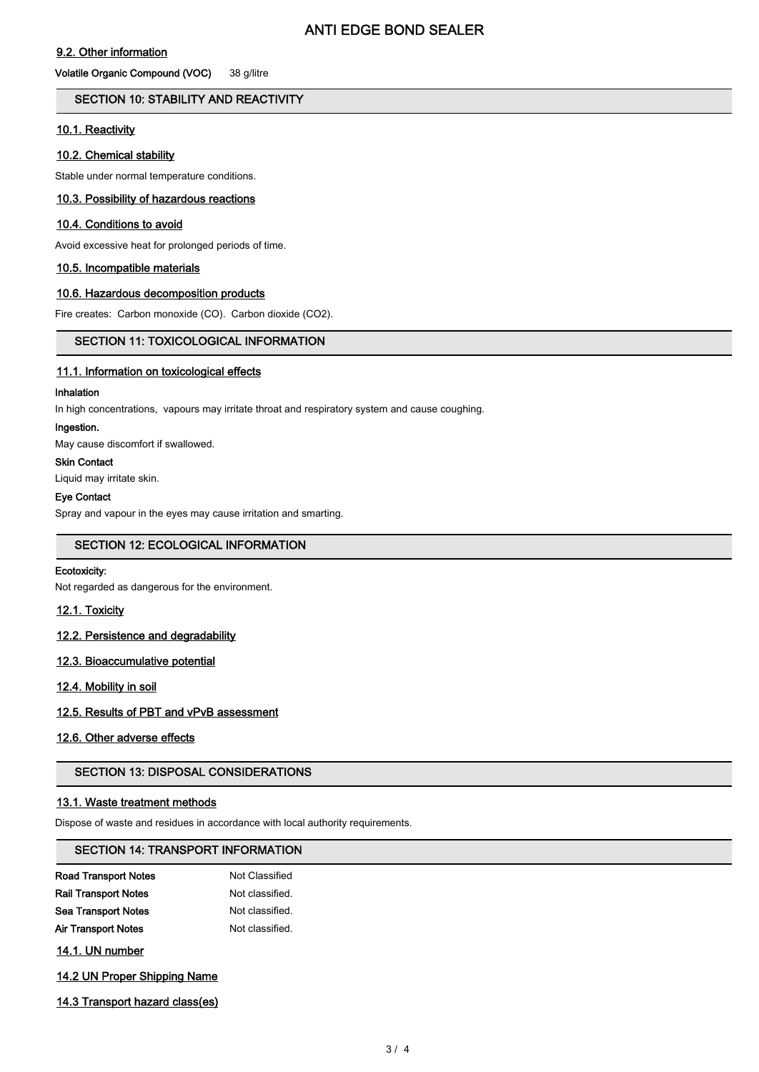### 9.2. Other information

**Volatile Organic Compound (VOC)** 38 g/litre

## SECTION 10: STABILITY AND REACTIVITY

### 10.1. Reactivity

### 10.2. Chemical stability

Stable under normal temperature conditions.

### 10.3. Possibility of hazardous reactions

### 10.4. Conditions to avoid

Avoid excessive heat for prolonged periods of time.

### 10.5. Incompatible materials

### 10.6. Hazardous decomposition products

Fire creates: Carbon monoxide (CO). Carbon dioxide ($CO_2$).

## SECTION 11: TOXICOLOGICAL INFORMATION

### 11.1. Information on toxicological effects

**Inhalation**

In high concentrations, vapours may irritate throat and respiratory system and cause coughing.

**Ingestion.**

May cause discomfort if swallowed.

**Skin Contact**

Liquid may irritate skin.

**Eye Contact**

Spray and vapour in the eyes may cause irritation and smarting.

## SECTION 12: ECOLOGICAL INFORMATION

**Ecotoxicity:**

Not regarded as dangerous for the environment.

### 12.1. Toxicity

### 12.2. Persistence and degradability

### 12.3. Bioaccumulative potential

### 12.4. Mobility in soil

### 12.5. Results of PBT and vPvB assessment

### 12.6. Other adverse effects

## SECTION 13: DISPOSAL CONSIDERATIONS

### 13.1. Waste treatment methods

Dispose of waste and residues in accordance with local authority requirements.

## SECTION 14: TRANSPORT INFORMATION

| | |
|---|---|
| **Road Transport Notes** | Not Classified |
| **Rail Transport Notes** | Not classified. |
| **Sea Transport Notes** | Not classified. |
| **Air Transport Notes** | Not classified. |

### 14.1. UN number

### 14.2 UN Proper Shipping Name

### 14.3 Transport hazard class(es)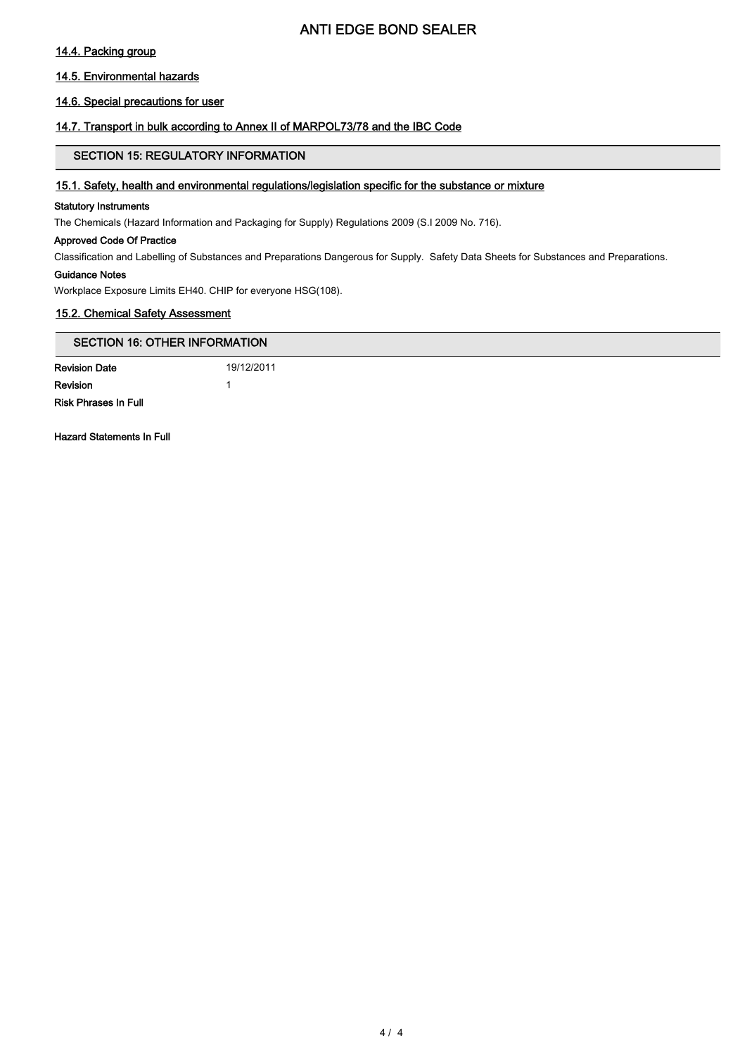### 14.4. Packing group

### 14.5. Environmental hazards

### 14.6. Special precautions for user

### 14.7. Transport in bulk according to Annex II of MARPOL73/78 and the IBC Code

## SECTION 15: REGULATORY INFORMATION

### 15.1. Safety, health and environmental regulations/legislation specific for the substance or mixture

**Statutory Instruments**

The Chemicals (Hazard Information and Packaging for Supply) Regulations 2009 (S.I 2009 No. 716).

**Approved Code Of Practice**

Classification and Labelling of Substances and Preparations Dangerous for Supply. Safety Data Sheets for Substances and Preparations.

**Guidance Notes**

Workplace Exposure Limits EH40. CHIP for everyone HSG(108).

### 15.2. Chemical Safety Assessment

## SECTION 16: OTHER INFORMATION

**Revision Date** 19/12/2011

**Revision** 1

**Risk Phrases In Full**

**Hazard Statements In Full**